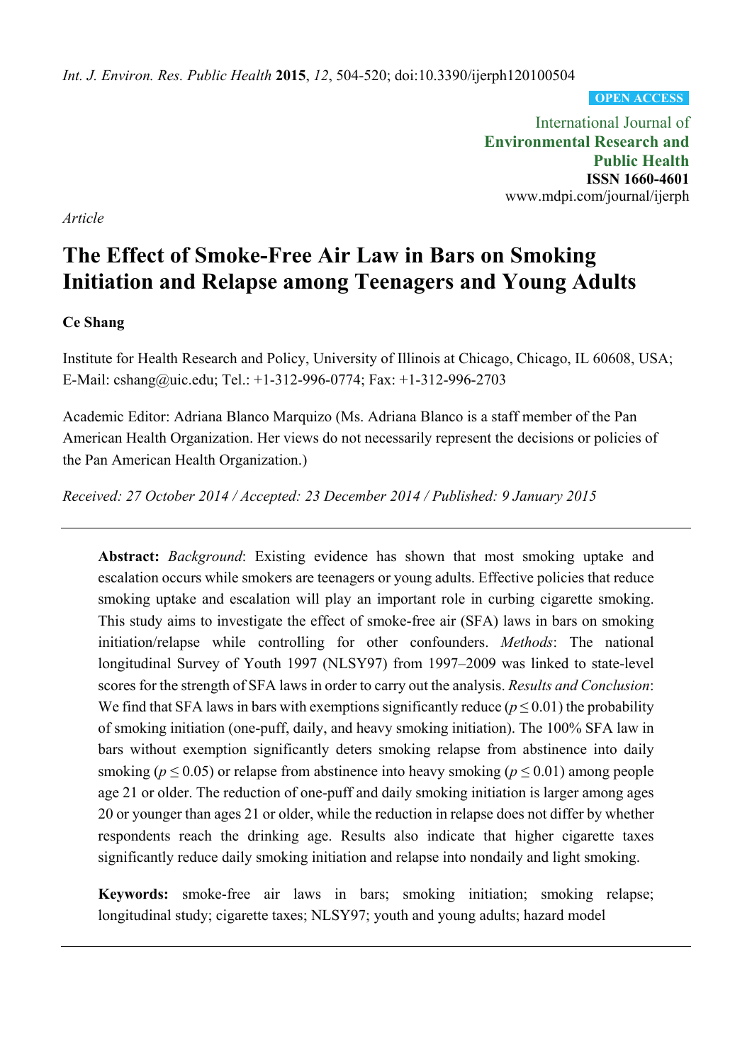OPEN ACCESS

International Journal of
**Environmental Research and Public Health**
**ISSN 1660-4601**
www.mdpi.com/journal/ijerph

*Article*

# The Effect of Smoke-Free Air Law in Bars on Smoking Initiation and Relapse among Teenagers and Young Adults

**Ce Shang**

Institute for Health Research and Policy, University of Illinois at Chicago, Chicago, IL 60608, USA; E-Mail: cshang@uic.edu; Tel.: +1-312-996-0774; Fax: +1-312-996-2703

Academic Editor: Adriana Blanco Marquizo (Ms. Adriana Blanco is a staff member of the Pan American Health Organization. Her views do not necessarily represent the decisions or policies of the Pan American Health Organization.)

*Received: 27 October 2014 / Accepted: 23 December 2014 / Published: 9 January 2015*

---

**Abstract:** *Background*: Existing evidence has shown that most smoking uptake and escalation occurs while smokers are teenagers or young adults. Effective policies that reduce smoking uptake and escalation will play an important role in curbing cigarette smoking. This study aims to investigate the effect of smoke-free air (SFA) laws in bars on smoking initiation/relapse while controlling for other confounders. *Methods*: The national longitudinal Survey of Youth 1997 (NLSY97) from 1997–2009 was linked to state-level scores for the strength of SFA laws in order to carry out the analysis. *Results and Conclusion*: We find that SFA laws in bars with exemptions significantly reduce ($p \leq 0.01$) the probability of smoking initiation (one-puff, daily, and heavy smoking initiation). The 100% SFA law in bars without exemption significantly deters smoking relapse from abstinence into daily smoking ($p \leq 0.05$) or relapse from abstinence into heavy smoking ($p \leq 0.01$) among people age 21 or older. The reduction of one-puff and daily smoking initiation is larger among ages 20 or younger than ages 21 or older, while the reduction in relapse does not differ by whether respondents reach the drinking age. Results also indicate that higher cigarette taxes significantly reduce daily smoking initiation and relapse into nondaily and light smoking.

**Keywords:** smoke-free air laws in bars; smoking initiation; smoking relapse; longitudinal study; cigarette taxes; NLSY97; youth and young adults; hazard model

---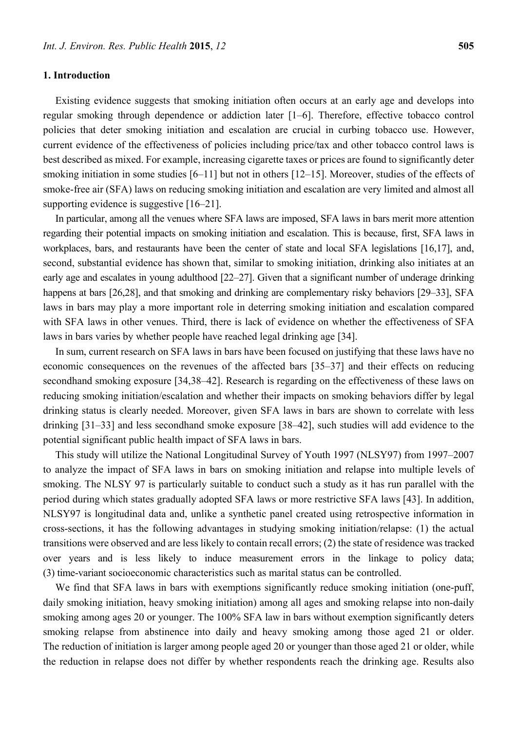## 1. Introduction

Existing evidence suggests that smoking initiation often occurs at an early age and develops into regular smoking through dependence or addiction later [1–6]. Therefore, effective tobacco control policies that deter smoking initiation and escalation are crucial in curbing tobacco use. However, current evidence of the effectiveness of policies including price/tax and other tobacco control laws is best described as mixed. For example, increasing cigarette taxes or prices are found to significantly deter smoking initiation in some studies [6–11] but not in others [12–15]. Moreover, studies of the effects of smoke-free air (SFA) laws on reducing smoking initiation and escalation are very limited and almost all supporting evidence is suggestive [16–21].

In particular, among all the venues where SFA laws are imposed, SFA laws in bars merit more attention regarding their potential impacts on smoking initiation and escalation. This is because, first, SFA laws in workplaces, bars, and restaurants have been the center of state and local SFA legislations [16,17], and, second, substantial evidence has shown that, similar to smoking initiation, drinking also initiates at an early age and escalates in young adulthood [22–27]. Given that a significant number of underage drinking happens at bars [26,28], and that smoking and drinking are complementary risky behaviors [29–33], SFA laws in bars may play a more important role in deterring smoking initiation and escalation compared with SFA laws in other venues. Third, there is lack of evidence on whether the effectiveness of SFA laws in bars varies by whether people have reached legal drinking age [34].

In sum, current research on SFA laws in bars have been focused on justifying that these laws have no economic consequences on the revenues of the affected bars [35–37] and their effects on reducing secondhand smoking exposure [34,38–42]. Research is regarding on the effectiveness of these laws on reducing smoking initiation/escalation and whether their impacts on smoking behaviors differ by legal drinking status is clearly needed. Moreover, given SFA laws in bars are shown to correlate with less drinking [31–33] and less secondhand smoke exposure [38–42], such studies will add evidence to the potential significant public health impact of SFA laws in bars.

This study will utilize the National Longitudinal Survey of Youth 1997 (NLSY97) from 1997–2007 to analyze the impact of SFA laws in bars on smoking initiation and relapse into multiple levels of smoking. The NLSY 97 is particularly suitable to conduct such a study as it has run parallel with the period during which states gradually adopted SFA laws or more restrictive SFA laws [43]. In addition, NLSY97 is longitudinal data and, unlike a synthetic panel created using retrospective information in cross-sections, it has the following advantages in studying smoking initiation/relapse: (1) the actual transitions were observed and are less likely to contain recall errors; (2) the state of residence was tracked over years and is less likely to induce measurement errors in the linkage to policy data; (3) time-variant socioeconomic characteristics such as marital status can be controlled.

We find that SFA laws in bars with exemptions significantly reduce smoking initiation (one-puff, daily smoking initiation, heavy smoking initiation) among all ages and smoking relapse into non-daily smoking among ages 20 or younger. The 100% SFA law in bars without exemption significantly deters smoking relapse from abstinence into daily and heavy smoking among those aged 21 or older. The reduction of initiation is larger among people aged 20 or younger than those aged 21 or older, while the reduction in relapse does not differ by whether respondents reach the drinking age. Results also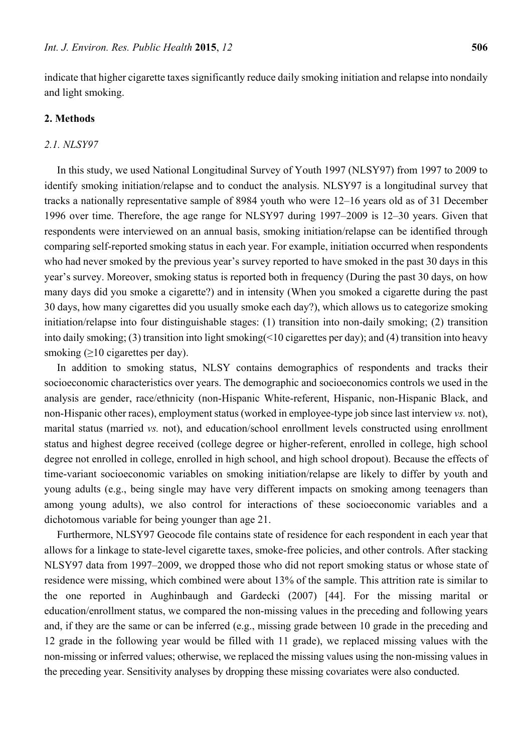indicate that higher cigarette taxes significantly reduce daily smoking initiation and relapse into nondaily and light smoking.

## 2. Methods

### *2.1. NLSY97*

In this study, we used National Longitudinal Survey of Youth 1997 (NLSY97) from 1997 to 2009 to identify smoking initiation/relapse and to conduct the analysis. NLSY97 is a longitudinal survey that tracks a nationally representative sample of 8984 youth who were 12–16 years old as of 31 December 1996 over time. Therefore, the age range for NLSY97 during 1997–2009 is 12–30 years. Given that respondents were interviewed on an annual basis, smoking initiation/relapse can be identified through comparing self-reported smoking status in each year. For example, initiation occurred when respondents who had never smoked by the previous year's survey reported to have smoked in the past 30 days in this year's survey. Moreover, smoking status is reported both in frequency (During the past 30 days, on how many days did you smoke a cigarette?) and in intensity (When you smoked a cigarette during the past 30 days, how many cigarettes did you usually smoke each day?), which allows us to categorize smoking initiation/relapse into four distinguishable stages: (1) transition into non-daily smoking; (2) transition into daily smoking; (3) transition into light smoking(<10 cigarettes per day); and (4) transition into heavy smoking (≥10 cigarettes per day).

In addition to smoking status, NLSY contains demographics of respondents and tracks their socioeconomic characteristics over years. The demographic and socioeconomics controls we used in the analysis are gender, race/ethnicity (non-Hispanic White-referent, Hispanic, non-Hispanic Black, and non-Hispanic other races), employment status (worked in employee-type job since last interview *vs.* not), marital status (married *vs.* not), and education/school enrollment levels constructed using enrollment status and highest degree received (college degree or higher-referent, enrolled in college, high school degree not enrolled in college, enrolled in high school, and high school dropout). Because the effects of time-variant socioeconomic variables on smoking initiation/relapse are likely to differ by youth and young adults (e.g., being single may have very different impacts on smoking among teenagers than among young adults), we also control for interactions of these socioeconomic variables and a dichotomous variable for being younger than age 21.

Furthermore, NLSY97 Geocode file contains state of residence for each respondent in each year that allows for a linkage to state-level cigarette taxes, smoke-free policies, and other controls. After stacking NLSY97 data from 1997–2009, we dropped those who did not report smoking status or whose state of residence were missing, which combined were about 13% of the sample. This attrition rate is similar to the one reported in Aughinbaugh and Gardecki (2007) [44]. For the missing marital or education/enrollment status, we compared the non-missing values in the preceding and following years and, if they are the same or can be inferred (e.g., missing grade between 10 grade in the preceding and 12 grade in the following year would be filled with 11 grade), we replaced missing values with the non-missing or inferred values; otherwise, we replaced the missing values using the non-missing values in the preceding year. Sensitivity analyses by dropping these missing covariates were also conducted.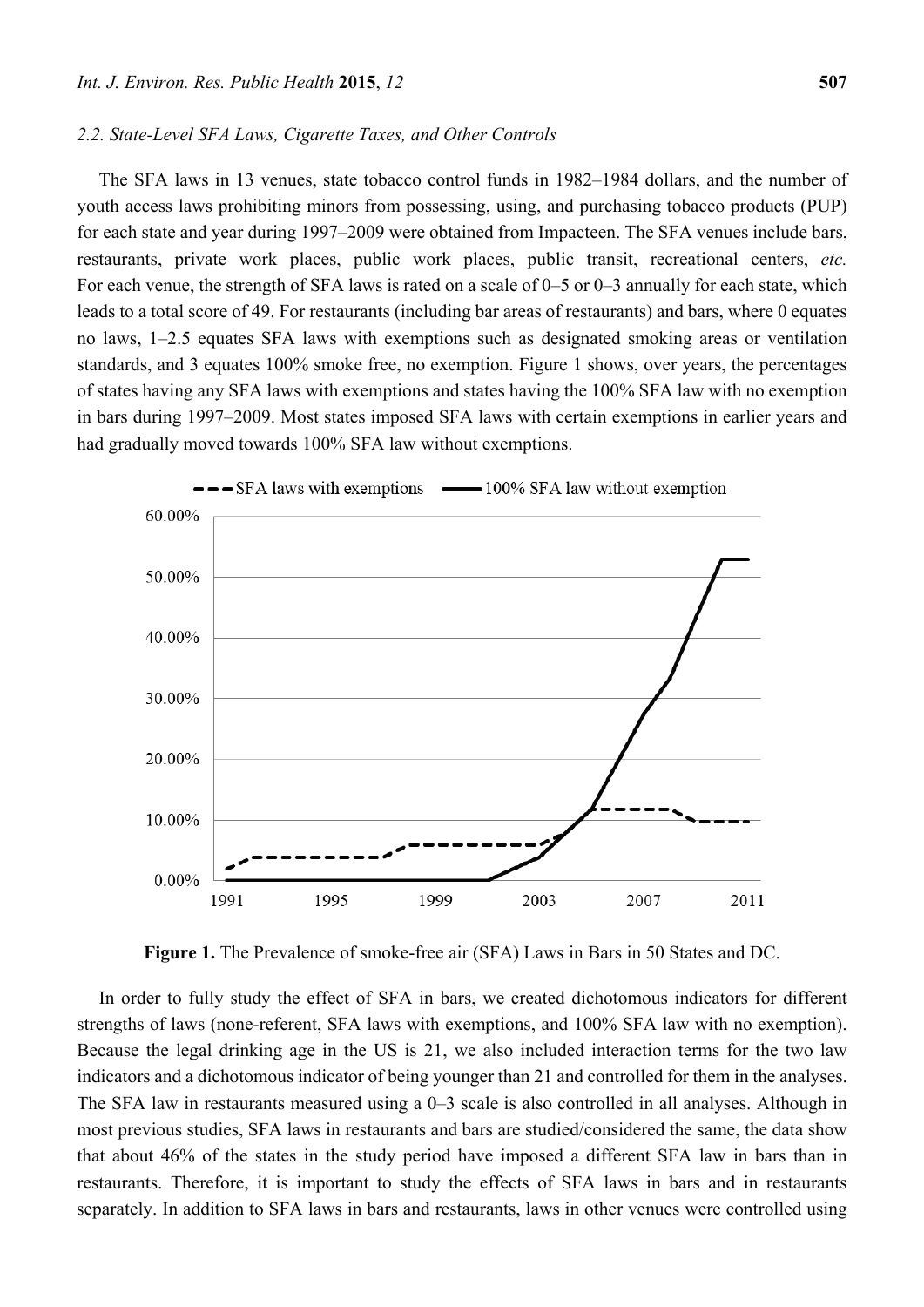### 2.2. State-Level SFA Laws, Cigarette Taxes, and Other Controls

The SFA laws in 13 venues, state tobacco control funds in 1982–1984 dollars, and the number of youth access laws prohibiting minors from possessing, using, and purchasing tobacco products (PUP) for each state and year during 1997–2009 were obtained from Impacteen. The SFA venues include bars, restaurants, private work places, public work places, public transit, recreational centers, *etc.* For each venue, the strength of SFA laws is rated on a scale of 0–5 or 0–3 annually for each state, which leads to a total score of 49. For restaurants (including bar areas of restaurants) and bars, where 0 equates no laws, 1–2.5 equates SFA laws with exemptions such as designated smoking areas or ventilation standards, and 3 equates 100% smoke free, no exemption. Figure 1 shows, over years, the percentages of states having any SFA laws with exemptions and states having the 100% SFA law with no exemption in bars during 1997–2009. Most states imposed SFA laws with certain exemptions in earlier years and had gradually moved towards 100% SFA law without exemptions.

**Figure 1.** The Prevalence of smoke-free air (SFA) Laws in Bars in 50 States and DC.

In order to fully study the effect of SFA in bars, we created dichotomous indicators for different strengths of laws (none-referent, SFA laws with exemptions, and 100% SFA law with no exemption). Because the legal drinking age in the US is 21, we also included interaction terms for the two law indicators and a dichotomous indicator of being younger than 21 and controlled for them in the analyses. The SFA law in restaurants measured using a 0–3 scale is also controlled in all analyses. Although in most previous studies, SFA laws in restaurants and bars are studied/considered the same, the data show that about 46% of the states in the study period have imposed a different SFA law in bars than in restaurants. Therefore, it is important to study the effects of SFA laws in bars and in restaurants separately. In addition to SFA laws in bars and restaurants, laws in other venues were controlled using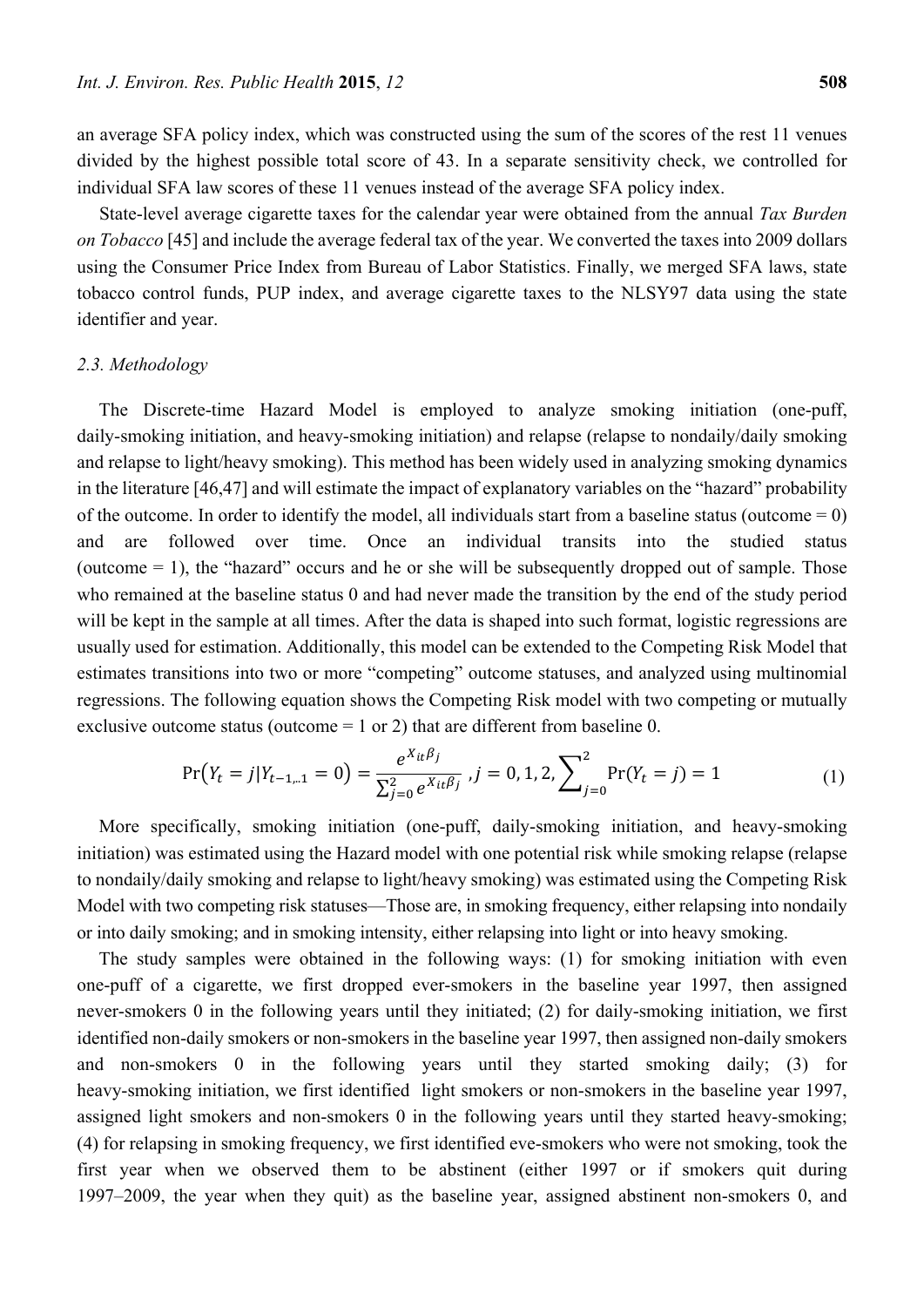an average SFA policy index, which was constructed using the sum of the scores of the rest 11 venues divided by the highest possible total score of 43. In a separate sensitivity check, we controlled for individual SFA law scores of these 11 venues instead of the average SFA policy index.

State-level average cigarette taxes for the calendar year were obtained from the annual *Tax Burden on Tobacco* [45] and include the average federal tax of the year. We converted the taxes into 2009 dollars using the Consumer Price Index from Bureau of Labor Statistics. Finally, we merged SFA laws, state tobacco control funds, PUP index, and average cigarette taxes to the NLSY97 data using the state identifier and year.

### *2.3. Methodology*

The Discrete-time Hazard Model is employed to analyze smoking initiation (one-puff, daily-smoking initiation, and heavy-smoking initiation) and relapse (relapse to nondaily/daily smoking and relapse to light/heavy smoking). This method has been widely used in analyzing smoking dynamics in the literature [46,47] and will estimate the impact of explanatory variables on the "hazard" probability of the outcome. In order to identify the model, all individuals start from a baseline status (outcome = 0) and are followed over time. Once an individual transits into the studied status (outcome = 1), the "hazard" occurs and he or she will be subsequently dropped out of sample. Those who remained at the baseline status 0 and had never made the transition by the end of the study period will be kept in the sample at all times. After the data is shaped into such format, logistic regressions are usually used for estimation. Additionally, this model can be extended to the Competing Risk Model that estimates transitions into two or more "competing" outcome statuses, and analyzed using multinomial regressions. The following equation shows the Competing Risk model with two competing or mutually exclusive outcome status (outcome = 1 or 2) that are different from baseline 0.

$$\Pr(Y_t = j | Y_{t-1,..1} = 0) = \frac{e^{X_{it}\beta_j}}{\sum_{j=0}^{2} e^{X_{it}\beta_j}}, j = 0, 1, 2, \sum_{j=0}^{2} \Pr(Y_t = j) = 1 \quad (1)$$

More specifically, smoking initiation (one-puff, daily-smoking initiation, and heavy-smoking initiation) was estimated using the Hazard model with one potential risk while smoking relapse (relapse to nondaily/daily smoking and relapse to light/heavy smoking) was estimated using the Competing Risk Model with two competing risk statuses—Those are, in smoking frequency, either relapsing into nondaily or into daily smoking; and in smoking intensity, either relapsing into light or into heavy smoking.

The study samples were obtained in the following ways: (1) for smoking initiation with even one-puff of a cigarette, we first dropped ever-smokers in the baseline year 1997, then assigned never-smokers 0 in the following years until they initiated; (2) for daily-smoking initiation, we first identified non-daily smokers or non-smokers in the baseline year 1997, then assigned non-daily smokers and non-smokers 0 in the following years until they started smoking daily; (3) for heavy-smoking initiation, we first identified light smokers or non-smokers in the baseline year 1997, assigned light smokers and non-smokers 0 in the following years until they started heavy-smoking; (4) for relapsing in smoking frequency, we first identified eve-smokers who were not smoking, took the first year when we observed them to be abstinent (either 1997 or if smokers quit during 1997–2009, the year when they quit) as the baseline year, assigned abstinent non-smokers 0, and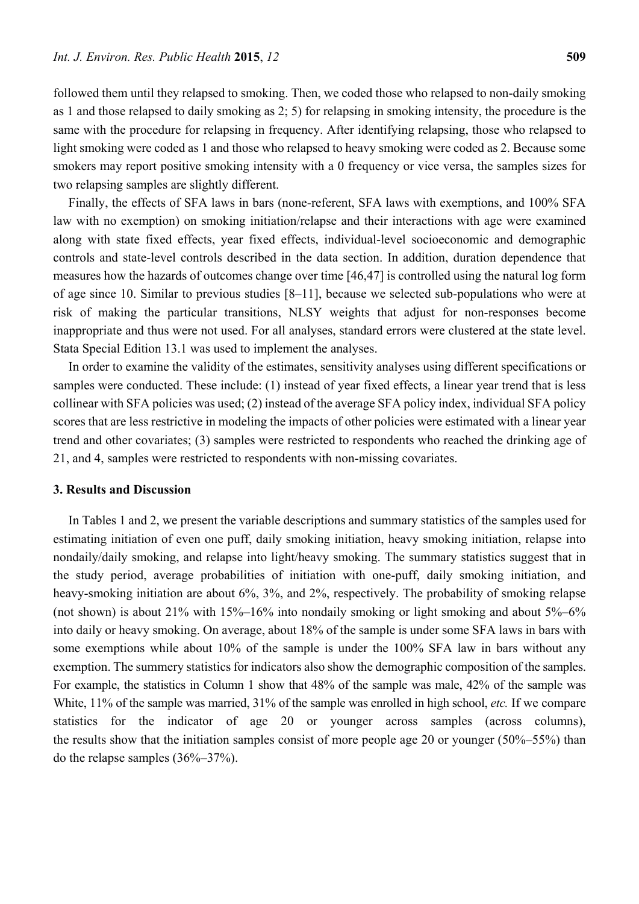followed them until they relapsed to smoking. Then, we coded those who relapsed to non-daily smoking as 1 and those relapsed to daily smoking as 2; 5) for relapsing in smoking intensity, the procedure is the same with the procedure for relapsing in frequency. After identifying relapsing, those who relapsed to light smoking were coded as 1 and those who relapsed to heavy smoking were coded as 2. Because some smokers may report positive smoking intensity with a 0 frequency or vice versa, the samples sizes for two relapsing samples are slightly different.

Finally, the effects of SFA laws in bars (none-referent, SFA laws with exemptions, and 100% SFA law with no exemption) on smoking initiation/relapse and their interactions with age were examined along with state fixed effects, year fixed effects, individual-level socioeconomic and demographic controls and state-level controls described in the data section. In addition, duration dependence that measures how the hazards of outcomes change over time [46,47] is controlled using the natural log form of age since 10. Similar to previous studies [8–11], because we selected sub-populations who were at risk of making the particular transitions, NLSY weights that adjust for non-responses become inappropriate and thus were not used. For all analyses, standard errors were clustered at the state level. Stata Special Edition 13.1 was used to implement the analyses.

In order to examine the validity of the estimates, sensitivity analyses using different specifications or samples were conducted. These include: (1) instead of year fixed effects, a linear year trend that is less collinear with SFA policies was used; (2) instead of the average SFA policy index, individual SFA policy scores that are less restrictive in modeling the impacts of other policies were estimated with a linear year trend and other covariates; (3) samples were restricted to respondents who reached the drinking age of 21, and 4, samples were restricted to respondents with non-missing covariates.

## 3. Results and Discussion

In Tables 1 and 2, we present the variable descriptions and summary statistics of the samples used for estimating initiation of even one puff, daily smoking initiation, heavy smoking initiation, relapse into nondaily/daily smoking, and relapse into light/heavy smoking. The summary statistics suggest that in the study period, average probabilities of initiation with one-puff, daily smoking initiation, and heavy-smoking initiation are about 6%, 3%, and 2%, respectively. The probability of smoking relapse (not shown) is about 21% with 15%–16% into nondaily smoking or light smoking and about 5%–6% into daily or heavy smoking. On average, about 18% of the sample is under some SFA laws in bars with some exemptions while about 10% of the sample is under the 100% SFA law in bars without any exemption. The summery statistics for indicators also show the demographic composition of the samples. For example, the statistics in Column 1 show that 48% of the sample was male, 42% of the sample was White, 11% of the sample was married, 31% of the sample was enrolled in high school, *etc.* If we compare statistics for the indicator of age 20 or younger across samples (across columns), the results show that the initiation samples consist of more people age 20 or younger (50%–55%) than do the relapse samples (36%–37%).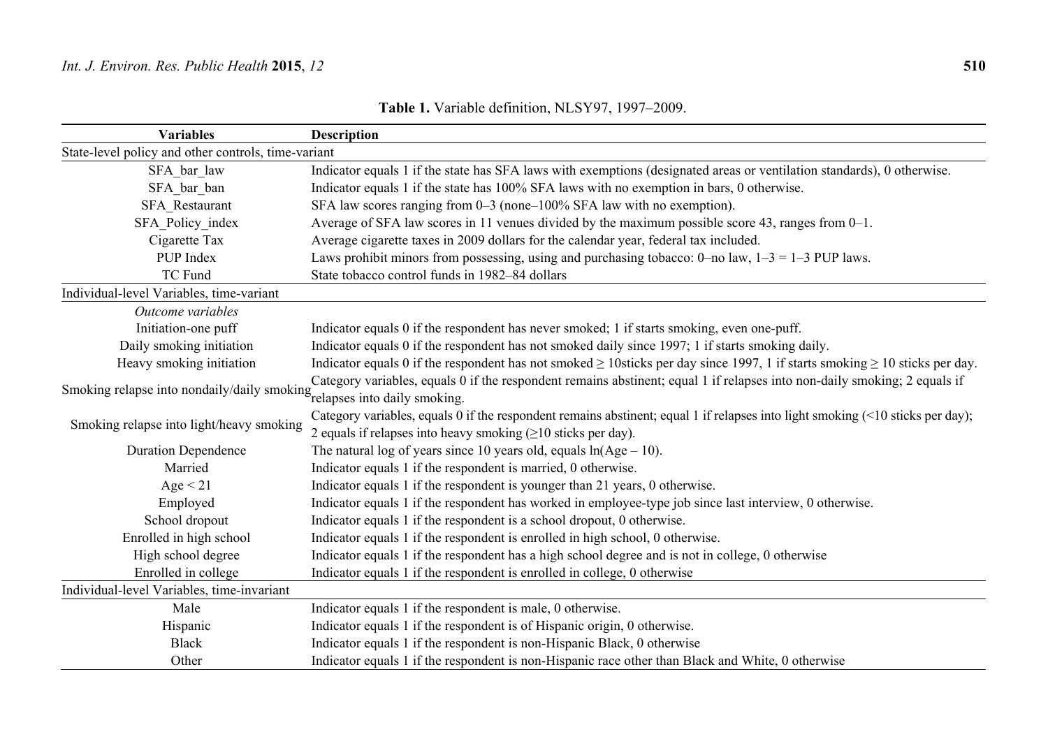**Table 1.** Variable definition, NLSY97, 1997–2009.

| Variables | Description |
|---|---|
| State-level policy and other controls, time-variant | |
| SFA_bar_law | Indicator equals 1 if the state has SFA laws with exemptions (designated areas or ventilation standards), 0 otherwise. |
| SFA_bar_ban | Indicator equals 1 if the state has 100% SFA laws with no exemption in bars, 0 otherwise. |
| SFA_Restaurant | SFA law scores ranging from 0–3 (none–100% SFA law with no exemption). |
| SFA_Policy_index | Average of SFA law scores in 11 venues divided by the maximum possible score 43, ranges from 0–1. |
| Cigarette Tax | Average cigarette taxes in 2009 dollars for the calendar year, federal tax included. |
| PUP Index | Laws prohibit minors from possessing, using and purchasing tobacco: 0–no law, 1–3 = 1–3 PUP laws. |
| TC Fund | State tobacco control funds in 1982–84 dollars |
| Individual-level Variables, time-variant | |
| *Outcome variables* | |
| Initiation-one puff | Indicator equals 0 if the respondent has never smoked; 1 if starts smoking, even one-puff. |
| Daily smoking initiation | Indicator equals 0 if the respondent has not smoked daily since 1997; 1 if starts smoking daily. |
| Heavy smoking initiation | Indicator equals 0 if the respondent has not smoked $\geq$ 10sticks per day since 1997, 1 if starts smoking $\geq$ 10 sticks per day. |
| Smoking relapse into nondaily/daily smoking | Category variables, equals 0 if the respondent remains abstinent; equal 1 if relapses into non-daily smoking; 2 equals if relapses into daily smoking. |
| Smoking relapse into light/heavy smoking | Category variables, equals 0 if the respondent remains abstinent; equal 1 if relapses into light smoking (<10 sticks per day); 2 equals if relapses into heavy smoking ($\geq$10 sticks per day). |
| Duration Dependence | The natural log of years since 10 years old, equals $\ln(Age - 10)$. |
| Married | Indicator equals 1 if the respondent is married, 0 otherwise. |
| Age < 21 | Indicator equals 1 if the respondent is younger than 21 years, 0 otherwise. |
| Employed | Indicator equals 1 if the respondent has worked in employee-type job since last interview, 0 otherwise. |
| School dropout | Indicator equals 1 if the respondent is a school dropout, 0 otherwise. |
| Enrolled in high school | Indicator equals 1 if the respondent is enrolled in high school, 0 otherwise. |
| High school degree | Indicator equals 1 if the respondent has a high school degree and is not in college, 0 otherwise |
| Enrolled in college | Indicator equals 1 if the respondent is enrolled in college, 0 otherwise |
| Individual-level Variables, time-invariant | |
| Male | Indicator equals 1 if the respondent is male, 0 otherwise. |
| Hispanic | Indicator equals 1 if the respondent is of Hispanic origin, 0 otherwise. |
| Black | Indicator equals 1 if the respondent is non-Hispanic Black, 0 otherwise |
| Other | Indicator equals 1 if the respondent is non-Hispanic race other than Black and White, 0 otherwise |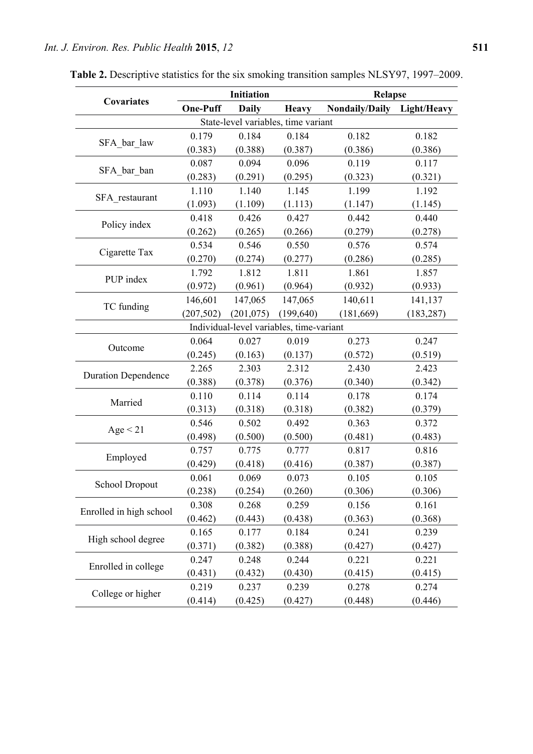**Table 2.** Descriptive statistics for the six smoking transition samples NLSY97, 1997–2009.

| Covariates | Initiation | | | Relapse | |
|---|---|---|---|---|---|
| | **One-Puff** | **Daily** | **Heavy** | **Nondaily/Daily** | **Light/Heavy** |
| State-level variables, time variant | | | | | |
| SFA_bar_law | 0.179 | 0.184 | 0.184 | 0.182 | 0.182 |
| | (0.383) | (0.388) | (0.387) | (0.386) | (0.386) |
| SFA_bar_ban | 0.087 | 0.094 | 0.096 | 0.119 | 0.117 |
| | (0.283) | (0.291) | (0.295) | (0.323) | (0.321) |
| SFA_restaurant | 1.110 | 1.140 | 1.145 | 1.199 | 1.192 |
| | (1.093) | (1.109) | (1.113) | (1.147) | (1.145) |
| Policy index | 0.418 | 0.426 | 0.427 | 0.442 | 0.440 |
| | (0.262) | (0.265) | (0.266) | (0.279) | (0.278) |
| Cigarette Tax | 0.534 | 0.546 | 0.550 | 0.576 | 0.574 |
| | (0.270) | (0.274) | (0.277) | (0.286) | (0.285) |
| PUP index | 1.792 | 1.812 | 1.811 | 1.861 | 1.857 |
| | (0.972) | (0.961) | (0.964) | (0.932) | (0.933) |
| TC funding | 146,601 | 147,065 | 147,065 | 140,611 | 141,137 |
| | (207,502) | (201,075) | (199,640) | (181,669) | (183,287) |
| Individual-level variables, time-variant | | | | | |
| Outcome | 0.064 | 0.027 | 0.019 | 0.273 | 0.247 |
| | (0.245) | (0.163) | (0.137) | (0.572) | (0.519) |
| Duration Dependence | 2.265 | 2.303 | 2.312 | 2.430 | 2.423 |
| | (0.388) | (0.378) | (0.376) | (0.340) | (0.342) |
| Married | 0.110 | 0.114 | 0.114 | 0.178 | 0.174 |
| | (0.313) | (0.318) | (0.318) | (0.382) | (0.379) |
| Age < 21 | 0.546 | 0.502 | 0.492 | 0.363 | 0.372 |
| | (0.498) | (0.500) | (0.500) | (0.481) | (0.483) |
| Employed | 0.757 | 0.775 | 0.777 | 0.817 | 0.816 |
| | (0.429) | (0.418) | (0.416) | (0.387) | (0.387) |
| School Dropout | 0.061 | 0.069 | 0.073 | 0.105 | 0.105 |
| | (0.238) | (0.254) | (0.260) | (0.306) | (0.306) |
| Enrolled in high school | 0.308 | 0.268 | 0.259 | 0.156 | 0.161 |
| | (0.462) | (0.443) | (0.438) | (0.363) | (0.368) |
| High school degree | 0.165 | 0.177 | 0.184 | 0.241 | 0.239 |
| | (0.371) | (0.382) | (0.388) | (0.427) | (0.427) |
| Enrolled in college | 0.247 | 0.248 | 0.244 | 0.221 | 0.221 |
| | (0.431) | (0.432) | (0.430) | (0.415) | (0.415) |
| College or higher | 0.219 | 0.237 | 0.239 | 0.278 | 0.274 |
| | (0.414) | (0.425) | (0.427) | (0.448) | (0.446) |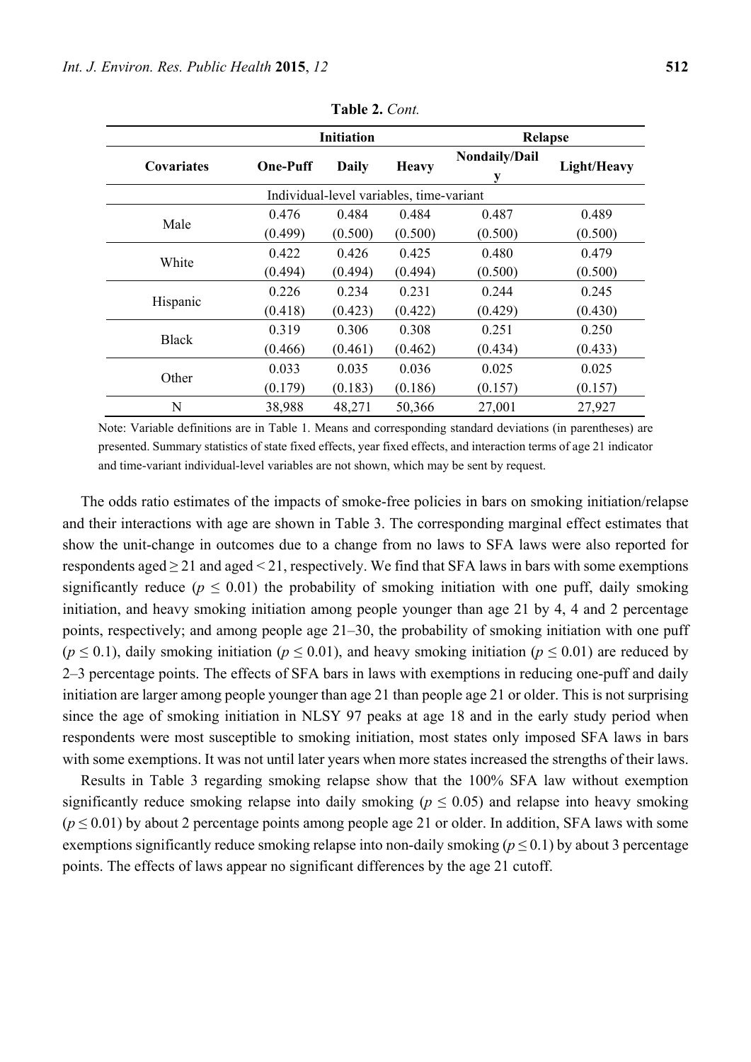**Table 2.** *Cont.*

| Covariates | Initiation | | | Relapse | |
|---|---|---|---|---|---|
| | One-Puff | Daily | Heavy | Nondaily/Daily | Light/Heavy |
| Individual-level variables, time-variant | | | | | |
| Male | 0.476 | 0.484 | 0.484 | 0.487 | 0.489 |
| | (0.499) | (0.500) | (0.500) | (0.500) | (0.500) |
| White | 0.422 | 0.426 | 0.425 | 0.480 | 0.479 |
| | (0.494) | (0.494) | (0.494) | (0.500) | (0.500) |
| Hispanic | 0.226 | 0.234 | 0.231 | 0.244 | 0.245 |
| | (0.418) | (0.423) | (0.422) | (0.429) | (0.430) |
| Black | 0.319 | 0.306 | 0.308 | 0.251 | 0.250 |
| | (0.466) | (0.461) | (0.462) | (0.434) | (0.433) |
| Other | 0.033 | 0.035 | 0.036 | 0.025 | 0.025 |
| | (0.179) | (0.183) | (0.186) | (0.157) | (0.157) |
| N | 38,988 | 48,271 | 50,366 | 27,001 | 27,927 |

Note: Variable definitions are in Table 1. Means and corresponding standard deviations (in parentheses) are presented. Summary statistics of state fixed effects, year fixed effects, and interaction terms of age 21 indicator and time-variant individual-level variables are not shown, which may be sent by request.

The odds ratio estimates of the impacts of smoke-free policies in bars on smoking initiation/relapse and their interactions with age are shown in Table 3. The corresponding marginal effect estimates that show the unit-change in outcomes due to a change from no laws to SFA laws were also reported for respondents aged ≥ 21 and aged < 21, respectively. We find that SFA laws in bars with some exemptions significantly reduce ($p \leq 0.01$) the probability of smoking initiation with one puff, daily smoking initiation, and heavy smoking initiation among people younger than age 21 by 4, 4 and 2 percentage points, respectively; and among people age 21–30, the probability of smoking initiation with one puff ($p \leq 0.1$), daily smoking initiation ($p \leq 0.01$), and heavy smoking initiation ($p \leq 0.01$) are reduced by 2–3 percentage points. The effects of SFA bars in laws with exemptions in reducing one-puff and daily initiation are larger among people younger than age 21 than people age 21 or older. This is not surprising since the age of smoking initiation in NLSY 97 peaks at age 18 and in the early study period when respondents were most susceptible to smoking initiation, most states only imposed SFA laws in bars with some exemptions. It was not until later years when more states increased the strengths of their laws.

Results in Table 3 regarding smoking relapse show that the 100% SFA law without exemption significantly reduce smoking relapse into daily smoking ($p \leq 0.05$) and relapse into heavy smoking ($p \leq 0.01$) by about 2 percentage points among people age 21 or older. In addition, SFA laws with some exemptions significantly reduce smoking relapse into non-daily smoking ($p \leq 0.1$) by about 3 percentage points. The effects of laws appear no significant differences by the age 21 cutoff.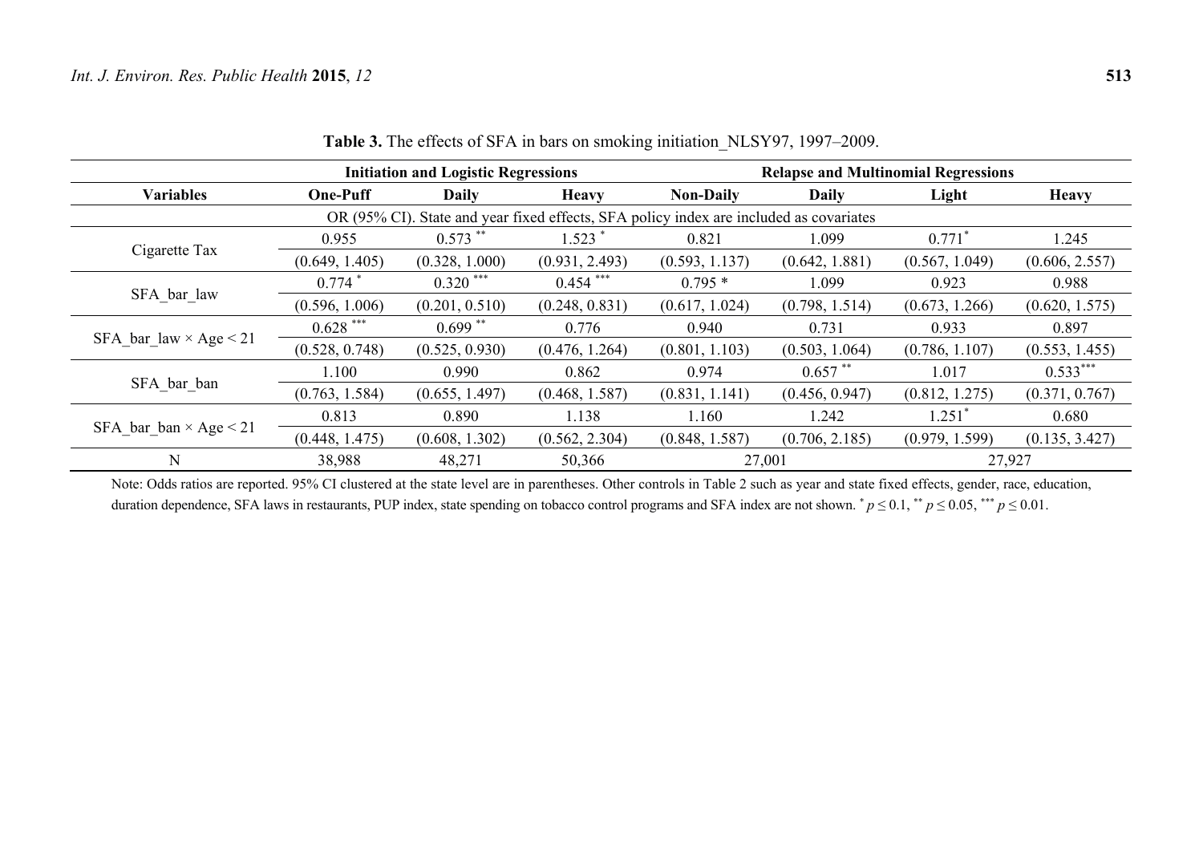**Table 3.** The effects of SFA in bars on smoking initiation_NLSY97, 1997–2009.

| Variables | Initiation and Logistic Regressions | | | Relapse and Multinomial Regressions | | | |
|---|---|---|---|---|---|---|---|
| | **One-Puff** | **Daily** | **Heavy** | **Non-Daily** | **Daily** | **Light** | **Heavy** |
| OR (95% CI). State and year fixed effects, SFA policy index are included as covariates | | | | | | | |
| Cigarette Tax | 0.955 | 0.573 ** | 1.523 * | 0.821 | 1.099 | 0.771 * | 1.245 |
| | (0.649, 1.405) | (0.328, 1.000) | (0.931, 2.493) | (0.593, 1.137) | (0.642, 1.881) | (0.567, 1.049) | (0.606, 2.557) |
| SFA_bar_law | 0.774 * | 0.320 *** | 0.454 *** | 0.795 * | 1.099 | 0.923 | 0.988 |
| | (0.596, 1.006) | (0.201, 0.510) | (0.248, 0.831) | (0.617, 1.024) | (0.798, 1.514) | (0.673, 1.266) | (0.620, 1.575) |
| SFA_bar_law × Age < 21 | 0.628 *** | 0.699 ** | 0.776 | 0.940 | 0.731 | 0.933 | 0.897 |
| | (0.528, 0.748) | (0.525, 0.930) | (0.476, 1.264) | (0.801, 1.103) | (0.503, 1.064) | (0.786, 1.107) | (0.553, 1.455) |
| SFA_bar_ban | 1.100 | 0.990 | 0.862 | 0.974 | 0.657 ** | 1.017 | 0.533 *** |
| | (0.763, 1.584) | (0.655, 1.497) | (0.468, 1.587) | (0.831, 1.141) | (0.456, 0.947) | (0.812, 1.275) | (0.371, 0.767) |
| SFA_bar_ban × Age < 21 | 0.813 | 0.890 | 1.138 | 1.160 | 1.242 | 1.251 * | 0.680 |
| | (0.448, 1.475) | (0.608, 1.302) | (0.562, 2.304) | (0.848, 1.587) | (0.706, 2.185) | (0.979, 1.599) | (0.135, 3.427) |
| N | 38,988 | 48,271 | 50,366 | 27,001 | | 27,927 | |

Note: Odds ratios are reported. 95% CI clustered at the state level are in parentheses. Other controls in Table 2 such as year and state fixed effects, gender, race, education, duration dependence, SFA laws in restaurants, PUP index, state spending on tobacco control programs and SFA index are not shown. * $p \leq 0.1$, ** $p \leq 0.05$, *** $p \leq 0.01$.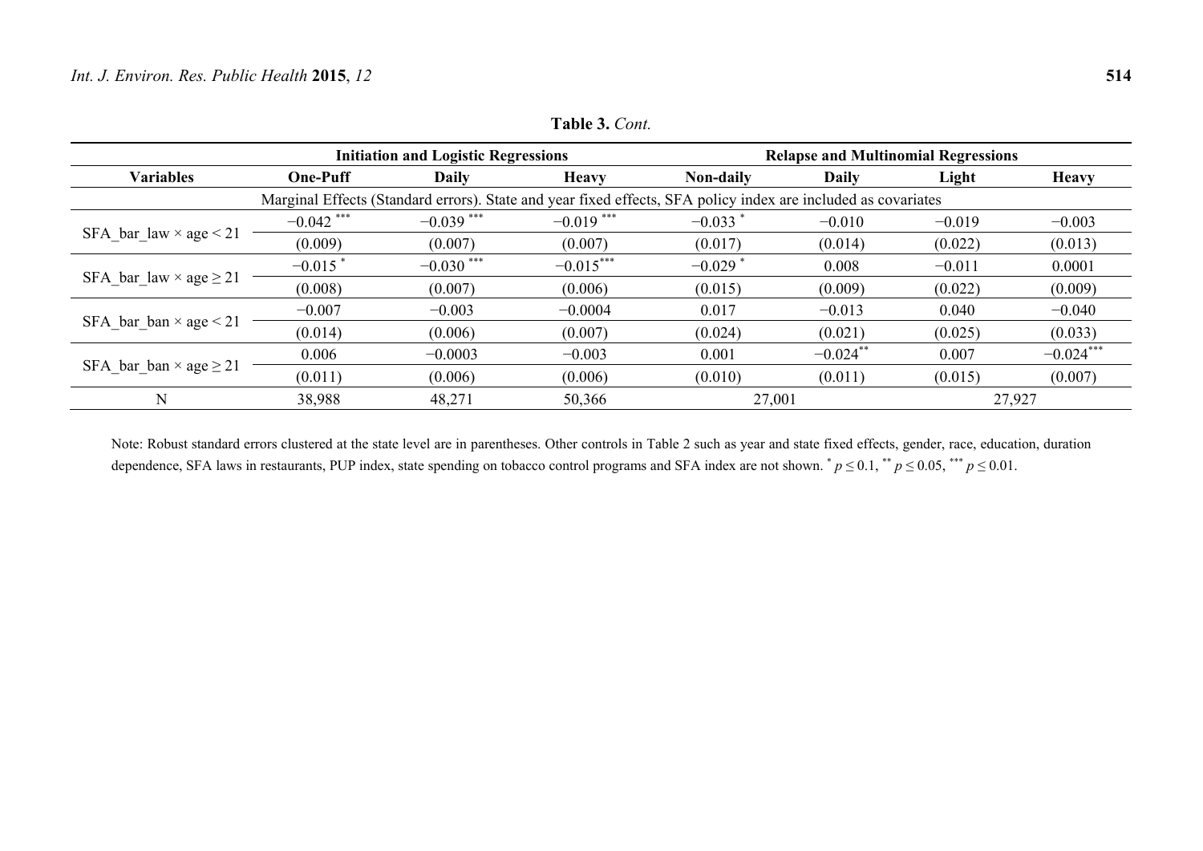**Table 3.** *Cont.*

| Variables | Initiation and Logistic Regressions | | | Relapse and Multinomial Regressions | | | |
|---|---|---|---|---|---|---|---|
| | One-Puff | Daily | Heavy | Non-daily | Daily | Light | Heavy |
| | Marginal Effects (Standard errors). State and year fixed effects, SFA policy index are included as covariates | | | | | | |
| SFA_bar_law × age < 21 | −0.042 *** | −0.039 *** | −0.019 *** | −0.033 * | −0.010 | −0.019 | −0.003 |
| | (0.009) | (0.007) | (0.007) | (0.017) | (0.014) | (0.022) | (0.013) |
| SFA_bar_law × age ≥ 21 | −0.015 * | −0.030 *** | −0.015*** | −0.029 * | 0.008 | −0.011 | 0.0001 |
| | (0.008) | (0.007) | (0.006) | (0.015) | (0.009) | (0.022) | (0.009) |
| SFA_bar_ban × age < 21 | −0.007 | −0.003 | −0.0004 | 0.017 | −0.013 | 0.040 | −0.040 |
| | (0.014) | (0.006) | (0.007) | (0.024) | (0.021) | (0.025) | (0.033) |
| SFA_bar_ban × age ≥ 21 | 0.006 | −0.0003 | −0.003 | 0.001 | −0.024** | 0.007 | −0.024*** |
| | (0.011) | (0.006) | (0.006) | (0.010) | (0.011) | (0.015) | (0.007) |
| N | 38,988 | 48,271 | 50,366 | 27,001 | | 27,927 | |

Note: Robust standard errors clustered at the state level are in parentheses. Other controls in Table 2 such as year and state fixed effects, gender, race, education, duration dependence, SFA laws in restaurants, PUP index, state spending on tobacco control programs and SFA index are not shown. * $p \leq 0.1$, ** $p \leq 0.05$, *** $p \leq 0.01$.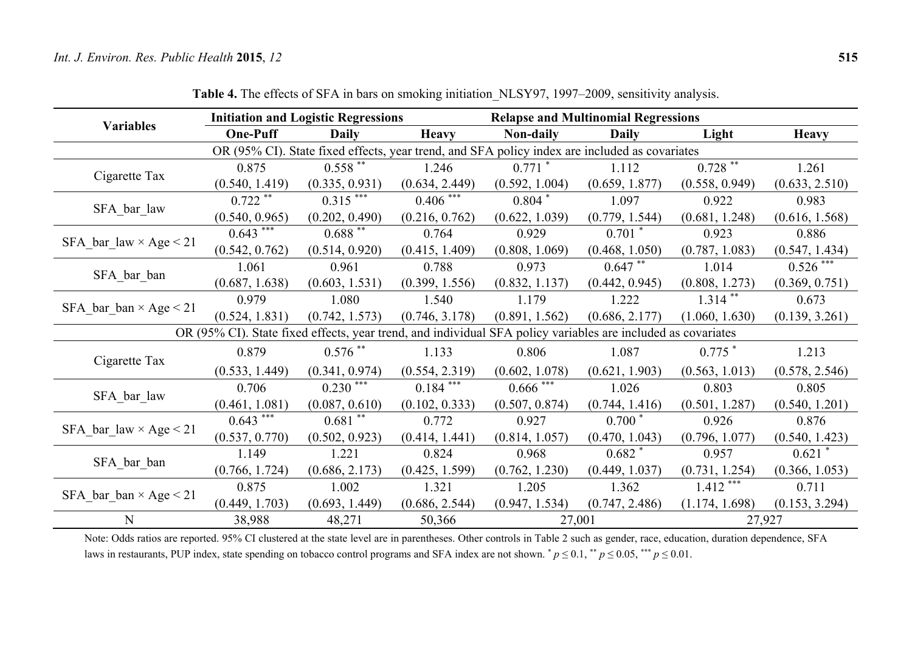**Table 4.** The effects of SFA in bars on smoking initiation_NLSY97, 1997–2009, sensitivity analysis.

| Variables | Initiation and Logistic Regressions | | | Relapse and Multinomial Regressions | | | |
|---|---|---|---|---|---|---|---|
| | One-Puff | Daily | Heavy | Non-daily | Daily | Light | Heavy |
| OR (95% CI). State fixed effects, year trend, and SFA policy index are included as covariates | | | | | | | |
| Cigarette Tax | 0.875 (0.540, 1.419) | 0.558 ** (0.335, 0.931) | 1.246 (0.634, 2.449) | 0.771 * (0.592, 1.004) | 1.112 (0.659, 1.877) | 0.728 ** (0.558, 0.949) | 1.261 (0.633, 2.510) |
| SFA_bar_law | 0.722 ** (0.540, 0.965) | 0.315 *** (0.202, 0.490) | 0.406 *** (0.216, 0.762) | 0.804 * (0.622, 1.039) | 1.097 (0.779, 1.544) | 0.922 (0.681, 1.248) | 0.983 (0.616, 1.568) |
| SFA_bar_law × Age < 21 | 0.643 *** (0.542, 0.762) | 0.688 ** (0.514, 0.920) | 0.764 (0.415, 1.409) | 0.929 (0.808, 1.069) | 0.701 * (0.468, 1.050) | 0.923 (0.787, 1.083) | 0.886 (0.547, 1.434) |
| SFA_bar_ban | 1.061 (0.687, 1.638) | 0.961 (0.603, 1.531) | 0.788 (0.399, 1.556) | 0.973 (0.832, 1.137) | 0.647 ** (0.442, 0.945) | 1.014 (0.808, 1.273) | 0.526 *** (0.369, 0.751) |
| SFA_bar_ban × Age < 21 | 0.979 (0.524, 1.831) | 1.080 (0.742, 1.573) | 1.540 (0.746, 3.178) | 1.179 (0.891, 1.562) | 1.222 (0.686, 2.177) | 1.314 ** (1.060, 1.630) | 0.673 (0.139, 3.261) |
| OR (95% CI). State fixed effects, year trend, and individual SFA policy variables are included as covariates | | | | | | | |
| Cigarette Tax | 0.879 (0.533, 1.449) | 0.576 ** (0.341, 0.974) | 1.133 (0.554, 2.319) | 0.806 (0.602, 1.078) | 1.087 (0.621, 1.903) | 0.775 * (0.563, 1.013) | 1.213 (0.578, 2.546) |
| SFA_bar_law | 0.706 (0.461, 1.081) | 0.230 *** (0.087, 0.610) | 0.184 *** (0.102, 0.333) | 0.666 *** (0.507, 0.874) | 1.026 (0.744, 1.416) | 0.803 (0.501, 1.287) | 0.805 (0.540, 1.201) |
| SFA_bar_law × Age < 21 | 0.643 *** (0.537, 0.770) | 0.681 ** (0.502, 0.923) | 0.772 (0.414, 1.441) | 0.927 (0.814, 1.057) | 0.700 * (0.470, 1.043) | 0.926 (0.796, 1.077) | 0.876 (0.540, 1.423) |
| SFA_bar_ban | 1.149 (0.766, 1.724) | 1.221 (0.686, 2.173) | 0.824 (0.425, 1.599) | 0.968 (0.762, 1.230) | 0.682 * (0.449, 1.037) | 0.957 (0.731, 1.254) | 0.621 * (0.366, 1.053) |
| SFA_bar_ban × Age < 21 | 0.875 (0.449, 1.703) | 1.002 (0.693, 1.449) | 1.321 (0.686, 2.544) | 1.205 (0.947, 1.534) | 1.362 (0.747, 2.486) | 1.412 *** (1.174, 1.698) | 0.711 (0.153, 3.294) |
| N | 38,988 | 48,271 | 50,366 | 27,001 | | 27,927 | |

Note: Odds ratios are reported. 95% CI clustered at the state level are in parentheses. Other controls in Table 2 such as gender, race, education, duration dependence, SFA laws in restaurants, PUP index, state spending on tobacco control programs and SFA index are not shown. * $p \leq 0.1$, ** $p \leq 0.05$, *** $p \leq 0.01$.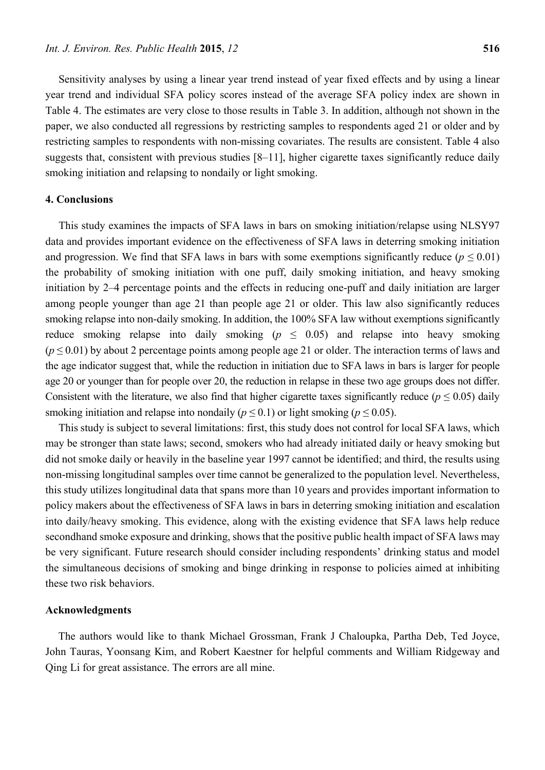Sensitivity analyses by using a linear year trend instead of year fixed effects and by using a linear year trend and individual SFA policy scores instead of the average SFA policy index are shown in Table 4. The estimates are very close to those results in Table 3. In addition, although not shown in the paper, we also conducted all regressions by restricting samples to respondents aged 21 or older and by restricting samples to respondents with non-missing covariates. The results are consistent. Table 4 also suggests that, consistent with previous studies [8–11], higher cigarette taxes significantly reduce daily smoking initiation and relapsing to nondaily or light smoking.

## 4. Conclusions

This study examines the impacts of SFA laws in bars on smoking initiation/relapse using NLSY97 data and provides important evidence on the effectiveness of SFA laws in deterring smoking initiation and progression. We find that SFA laws in bars with some exemptions significantly reduce ($p \leq 0.01$) the probability of smoking initiation with one puff, daily smoking initiation, and heavy smoking initiation by 2–4 percentage points and the effects in reducing one-puff and daily initiation are larger among people younger than age 21 than people age 21 or older. This law also significantly reduces smoking relapse into non-daily smoking. In addition, the 100% SFA law without exemptions significantly reduce smoking relapse into daily smoking ($p \leq 0.05$) and relapse into heavy smoking ($p \leq 0.01$) by about 2 percentage points among people age 21 or older. The interaction terms of laws and the age indicator suggest that, while the reduction in initiation due to SFA laws in bars is larger for people age 20 or younger than for people over 20, the reduction in relapse in these two age groups does not differ. Consistent with the literature, we also find that higher cigarette taxes significantly reduce ($p \leq 0.05$) daily smoking initiation and relapse into nondaily ($p \leq 0.1$) or light smoking ($p \leq 0.05$).

This study is subject to several limitations: first, this study does not control for local SFA laws, which may be stronger than state laws; second, smokers who had already initiated daily or heavy smoking but did not smoke daily or heavily in the baseline year 1997 cannot be identified; and third, the results using non-missing longitudinal samples over time cannot be generalized to the population level. Nevertheless, this study utilizes longitudinal data that spans more than 10 years and provides important information to policy makers about the effectiveness of SFA laws in bars in deterring smoking initiation and escalation into daily/heavy smoking. This evidence, along with the existing evidence that SFA laws help reduce secondhand smoke exposure and drinking, shows that the positive public health impact of SFA laws may be very significant. Future research should consider including respondents' drinking status and model the simultaneous decisions of smoking and binge drinking in response to policies aimed at inhibiting these two risk behaviors.

## Acknowledgments

The authors would like to thank Michael Grossman, Frank J Chaloupka, Partha Deb, Ted Joyce, John Tauras, Yoonsang Kim, and Robert Kaestner for helpful comments and William Ridgeway and Qing Li for great assistance. The errors are all mine.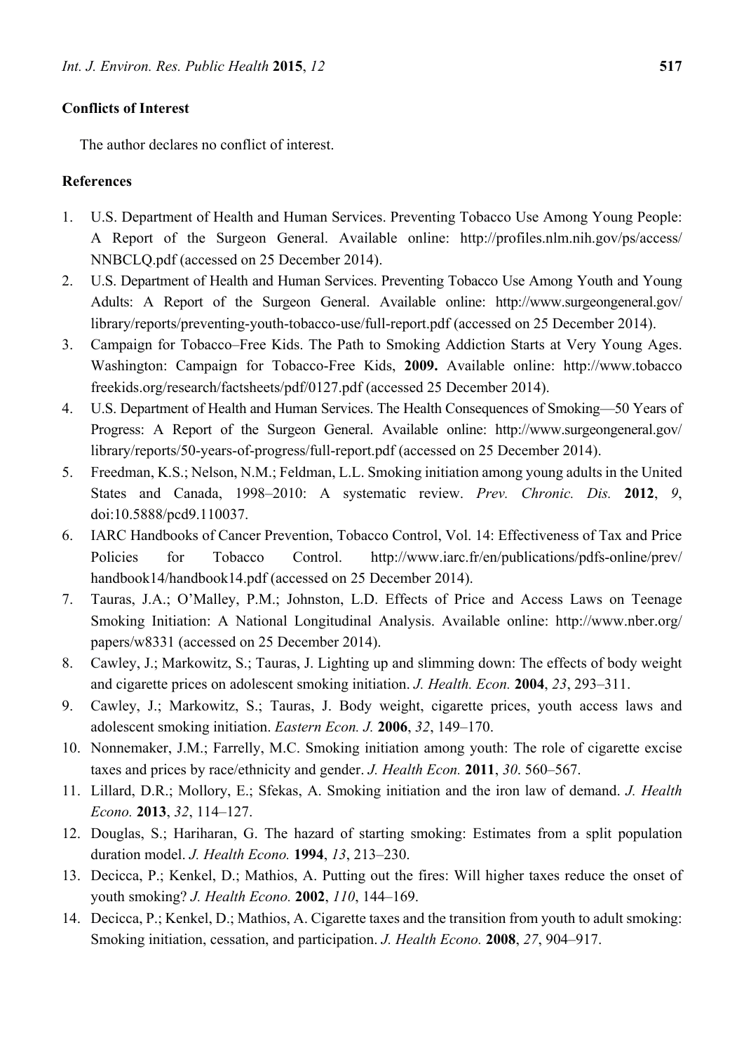## Conflicts of Interest

The author declares no conflict of interest.

## References

1. U.S. Department of Health and Human Services. Preventing Tobacco Use Among Young People: A Report of the Surgeon General. Available online: http://profiles.nlm.nih.gov/ps/access/NNBCLQ.pdf (accessed on 25 December 2014).
2. U.S. Department of Health and Human Services. Preventing Tobacco Use Among Youth and Young Adults: A Report of the Surgeon General. Available online: http://www.surgeongeneral.gov/library/reports/preventing-youth-tobacco-use/full-report.pdf (accessed on 25 December 2014).
3. Campaign for Tobacco–Free Kids. The Path to Smoking Addiction Starts at Very Young Ages. Washington: Campaign for Tobacco-Free Kids, **2009.** Available online: http://www.tobaccofreekids.org/research/factsheets/pdf/0127.pdf (accessed 25 December 2014).
4. U.S. Department of Health and Human Services. The Health Consequences of Smoking—50 Years of Progress: A Report of the Surgeon General. Available online: http://www.surgeongeneral.gov/library/reports/50-years-of-progress/full-report.pdf (accessed on 25 December 2014).
5. Freedman, K.S.; Nelson, N.M.; Feldman, L.L. Smoking initiation among young adults in the United States and Canada, 1998–2010: A systematic review. *Prev. Chronic. Dis.* **2012**, *9*, doi:10.5888/pcd9.110037.
6. IARC Handbooks of Cancer Prevention, Tobacco Control, Vol. 14: Effectiveness of Tax and Price Policies for Tobacco Control. http://www.iarc.fr/en/publications/pdfs-online/prev/handbook14/handbook14.pdf (accessed on 25 December 2014).
7. Tauras, J.A.; O'Malley, P.M.; Johnston, L.D. Effects of Price and Access Laws on Teenage Smoking Initiation: A National Longitudinal Analysis. Available online: http://www.nber.org/papers/w8331 (accessed on 25 December 2014).
8. Cawley, J.; Markowitz, S.; Tauras, J. Lighting up and slimming down: The effects of body weight and cigarette prices on adolescent smoking initiation. *J. Health. Econ.* **2004**, *23*, 293–311.
9. Cawley, J.; Markowitz, S.; Tauras, J. Body weight, cigarette prices, youth access laws and adolescent smoking initiation. *Eastern Econ. J.* **2006**, *32*, 149–170.
10. Nonnemaker, J.M.; Farrelly, M.C. Smoking initiation among youth: The role of cigarette excise taxes and prices by race/ethnicity and gender. *J. Health Econ.* **2011**, *30*. 560–567.
11. Lillard, D.R.; Mollory, E.; Sfekas, A. Smoking initiation and the iron law of demand. *J. Health Econo.* **2013**, *32*, 114–127.
12. Douglas, S.; Hariharan, G. The hazard of starting smoking: Estimates from a split population duration model. *J. Health Econo.* **1994**, *13*, 213–230.
13. Decicca, P.; Kenkel, D.; Mathios, A. Putting out the fires: Will higher taxes reduce the onset of youth smoking? *J. Health Econo.* **2002**, *110*, 144–169.
14. Decicca, P.; Kenkel, D.; Mathios, A. Cigarette taxes and the transition from youth to adult smoking: Smoking initiation, cessation, and participation. *J. Health Econo.* **2008**, *27*, 904–917.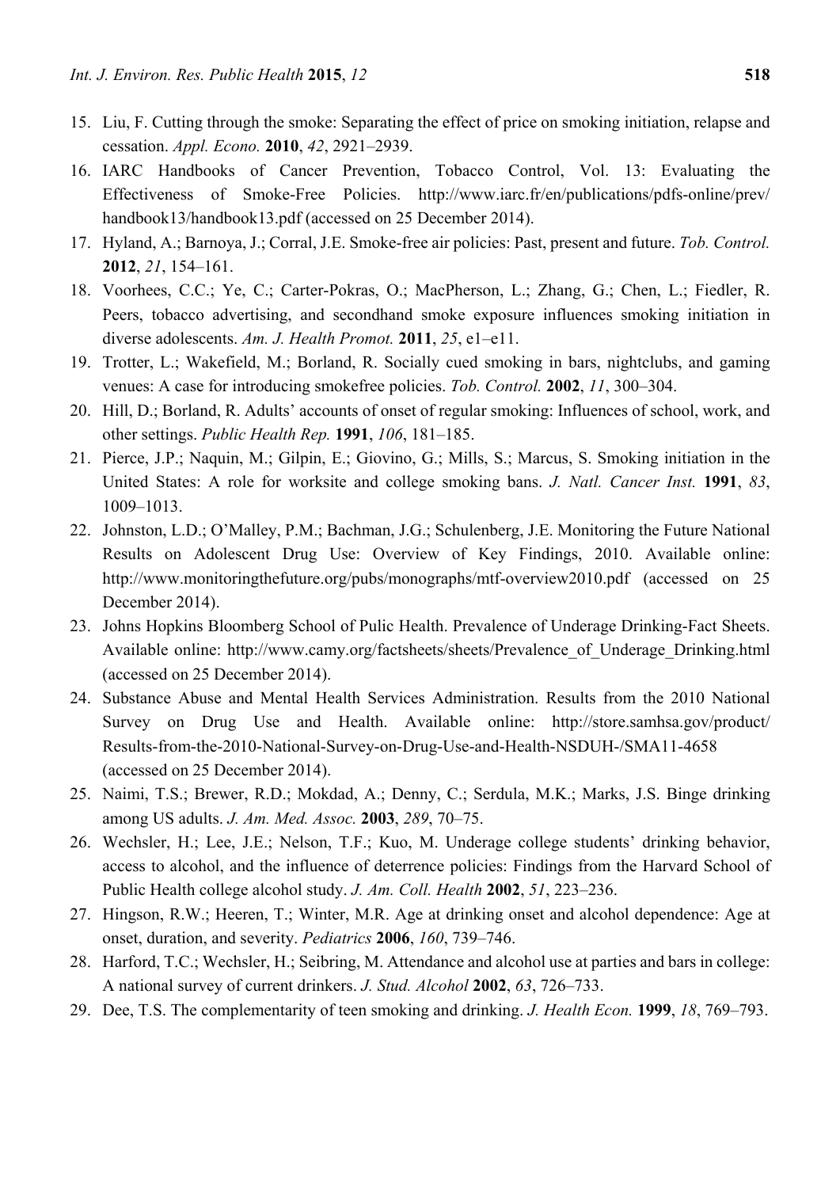15. Liu, F. Cutting through the smoke: Separating the effect of price on smoking initiation, relapse and cessation. *Appl. Econo.* **2010**, *42*, 2921–2939.
16. IARC Handbooks of Cancer Prevention, Tobacco Control, Vol. 13: Evaluating the Effectiveness of Smoke-Free Policies. http://www.iarc.fr/en/publications/pdfs-online/prev/handbook13/handbook13.pdf (accessed on 25 December 2014).
17. Hyland, A.; Barnoya, J.; Corral, J.E. Smoke-free air policies: Past, present and future. *Tob. Control.* **2012**, *21*, 154–161.
18. Voorhees, C.C.; Ye, C.; Carter-Pokras, O.; MacPherson, L.; Zhang, G.; Chen, L.; Fiedler, R. Peers, tobacco advertising, and secondhand smoke exposure influences smoking initiation in diverse adolescents. *Am. J. Health Promot.* **2011**, *25*, e1–e11.
19. Trotter, L.; Wakefield, M.; Borland, R. Socially cued smoking in bars, nightclubs, and gaming venues: A case for introducing smokefree policies. *Tob. Control.* **2002**, *11*, 300–304.
20. Hill, D.; Borland, R. Adults' accounts of onset of regular smoking: Influences of school, work, and other settings. *Public Health Rep.* **1991**, *106*, 181–185.
21. Pierce, J.P.; Naquin, M.; Gilpin, E.; Giovino, G.; Mills, S.; Marcus, S. Smoking initiation in the United States: A role for worksite and college smoking bans. *J. Natl. Cancer Inst.* **1991**, *83*, 1009–1013.
22. Johnston, L.D.; O'Malley, P.M.; Bachman, J.G.; Schulenberg, J.E. Monitoring the Future National Results on Adolescent Drug Use: Overview of Key Findings, 2010. Available online: http://www.monitoringthefuture.org/pubs/monographs/mtf-overview2010.pdf (accessed on 25 December 2014).
23. Johns Hopkins Bloomberg School of Pulic Health. Prevalence of Underage Drinking-Fact Sheets. Available online: http://www.camy.org/factsheets/sheets/Prevalence_of_Underage_Drinking.html (accessed on 25 December 2014).
24. Substance Abuse and Mental Health Services Administration. Results from the 2010 National Survey on Drug Use and Health. Available online: http://store.samhsa.gov/product/Results-from-the-2010-National-Survey-on-Drug-Use-and-Health-NSDUH-/SMA11-4658 (accessed on 25 December 2014).
25. Naimi, T.S.; Brewer, R.D.; Mokdad, A.; Denny, C.; Serdula, M.K.; Marks, J.S. Binge drinking among US adults. *J. Am. Med. Assoc.* **2003**, *289*, 70–75.
26. Wechsler, H.; Lee, J.E.; Nelson, T.F.; Kuo, M. Underage college students' drinking behavior, access to alcohol, and the influence of deterrence policies: Findings from the Harvard School of Public Health college alcohol study. *J. Am. Coll. Health* **2002**, *51*, 223–236.
27. Hingson, R.W.; Heeren, T.; Winter, M.R. Age at drinking onset and alcohol dependence: Age at onset, duration, and severity. *Pediatrics* **2006**, *160*, 739–746.
28. Harford, T.C.; Wechsler, H.; Seibring, M. Attendance and alcohol use at parties and bars in college: A national survey of current drinkers. *J. Stud. Alcohol* **2002**, *63*, 726–733.
29. Dee, T.S. The complementarity of teen smoking and drinking. *J. Health Econ.* **1999**, *18*, 769–793.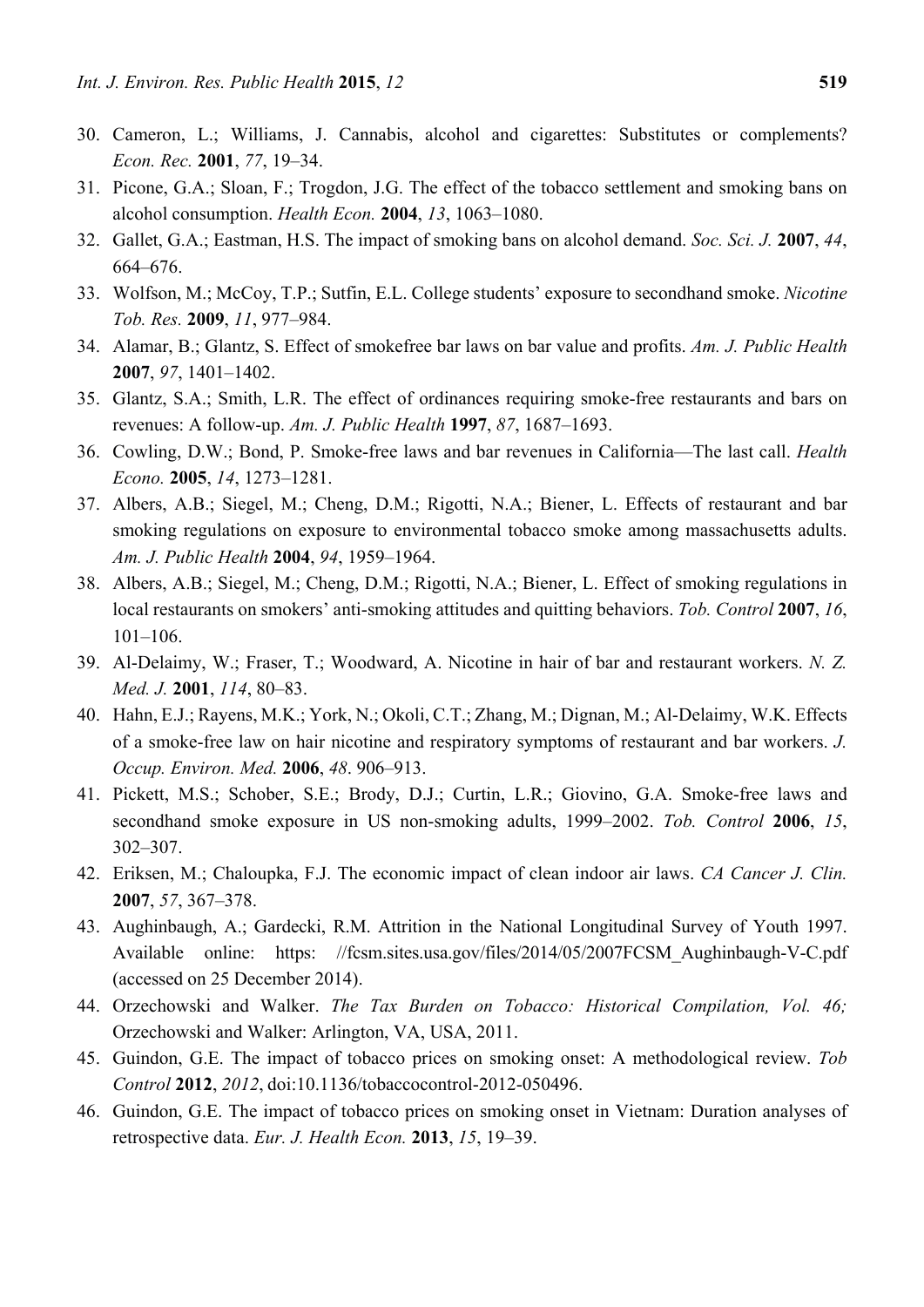30. Cameron, L.; Williams, J. Cannabis, alcohol and cigarettes: Substitutes or complements? *Econ. Rec.* **2001**, *77*, 19–34.
31. Picone, G.A.; Sloan, F.; Trogdon, J.G. The effect of the tobacco settlement and smoking bans on alcohol consumption. *Health Econ.* **2004**, *13*, 1063–1080.
32. Gallet, G.A.; Eastman, H.S. The impact of smoking bans on alcohol demand. *Soc. Sci. J.* **2007**, *44*, 664–676.
33. Wolfson, M.; McCoy, T.P.; Sutfin, E.L. College students' exposure to secondhand smoke. *Nicotine Tob. Res.* **2009**, *11*, 977–984.
34. Alamar, B.; Glantz, S. Effect of smokefree bar laws on bar value and profits. *Am. J. Public Health* **2007**, *97*, 1401–1402.
35. Glantz, S.A.; Smith, L.R. The effect of ordinances requiring smoke-free restaurants and bars on revenues: A follow-up. *Am. J. Public Health* **1997**, *87*, 1687–1693.
36. Cowling, D.W.; Bond, P. Smoke-free laws and bar revenues in California—The last call. *Health Econo.* **2005**, *14*, 1273–1281.
37. Albers, A.B.; Siegel, M.; Cheng, D.M.; Rigotti, N.A.; Biener, L. Effects of restaurant and bar smoking regulations on exposure to environmental tobacco smoke among massachusetts adults. *Am. J. Public Health* **2004**, *94*, 1959–1964.
38. Albers, A.B.; Siegel, M.; Cheng, D.M.; Rigotti, N.A.; Biener, L. Effect of smoking regulations in local restaurants on smokers' anti-smoking attitudes and quitting behaviors. *Tob. Control* **2007**, *16*, 101–106.
39. Al-Delaimy, W.; Fraser, T.; Woodward, A. Nicotine in hair of bar and restaurant workers. *N. Z. Med. J.* **2001**, *114*, 80–83.
40. Hahn, E.J.; Rayens, M.K.; York, N.; Okoli, C.T.; Zhang, M.; Dignan, M.; Al-Delaimy, W.K. Effects of a smoke-free law on hair nicotine and respiratory symptoms of restaurant and bar workers. *J. Occup. Environ. Med.* **2006**, *48*. 906–913.
41. Pickett, M.S.; Schober, S.E.; Brody, D.J.; Curtin, L.R.; Giovino, G.A. Smoke-free laws and secondhand smoke exposure in US non-smoking adults, 1999–2002. *Tob. Control* **2006**, *15*, 302–307.
42. Eriksen, M.; Chaloupka, F.J. The economic impact of clean indoor air laws. *CA Cancer J. Clin.* **2007**, *57*, 367–378.
43. Aughinbaugh, A.; Gardecki, R.M. Attrition in the National Longitudinal Survey of Youth 1997. Available online: https: //fcsm.sites.usa.gov/files/2014/05/2007FCSM_Aughinbaugh-V-C.pdf (accessed on 25 December 2014).
44. Orzechowski and Walker. *The Tax Burden on Tobacco: Historical Compilation, Vol. 46;* Orzechowski and Walker: Arlington, VA, USA, 2011.
45. Guindon, G.E. The impact of tobacco prices on smoking onset: A methodological review. *Tob Control* **2012**, *2012*, doi:10.1136/tobaccocontrol-2012-050496.
46. Guindon, G.E. The impact of tobacco prices on smoking onset in Vietnam: Duration analyses of retrospective data. *Eur. J. Health Econ.* **2013**, *15*, 19–39.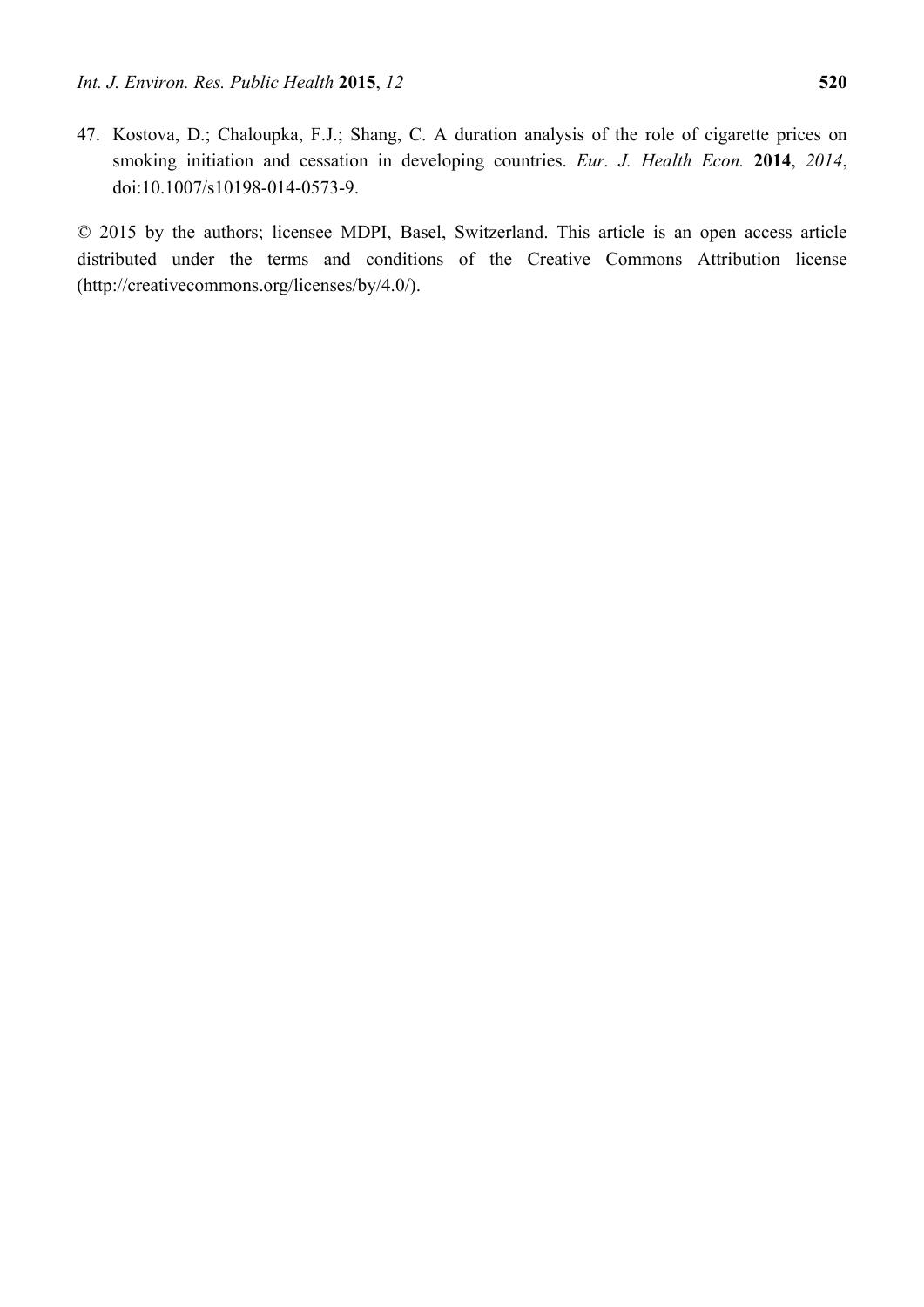47. Kostova, D.; Chaloupka, F.J.; Shang, C. A duration analysis of the role of cigarette prices on smoking initiation and cessation in developing countries. *Eur. J. Health Econ.* **2014**, *2014*, doi:10.1007/s10198-014-0573-9.

© 2015 by the authors; licensee MDPI, Basel, Switzerland. This article is an open access article distributed under the terms and conditions of the Creative Commons Attribution license (http://creativecommons.org/licenses/by/4.0/).